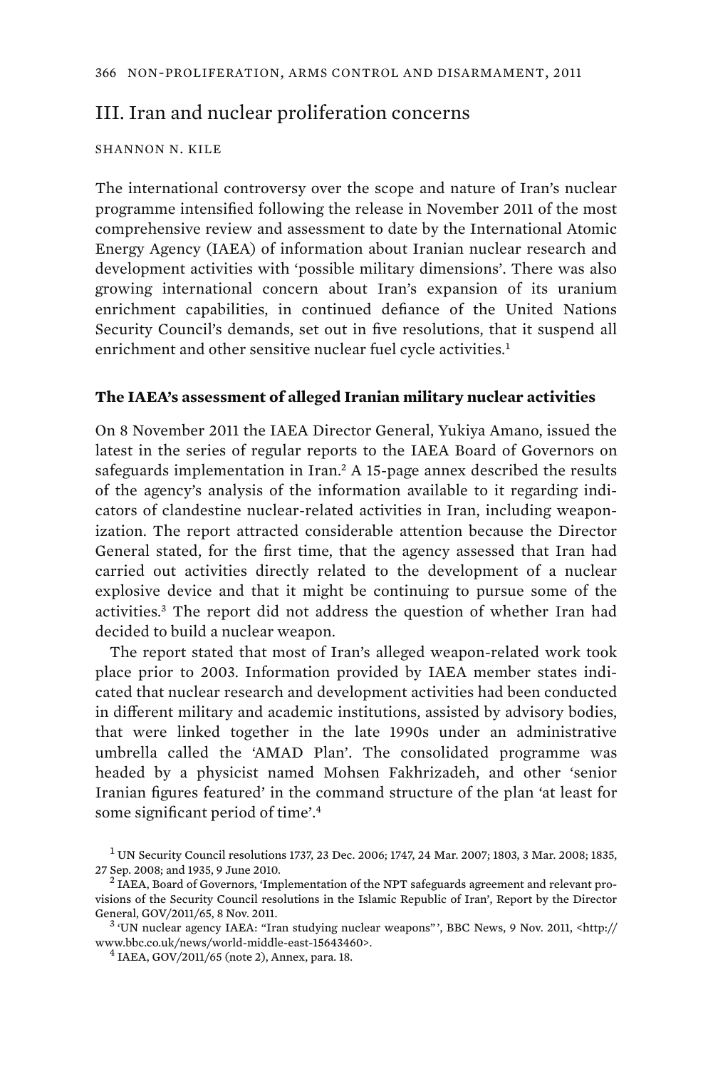## III. Iran and nuclear proliferation concerns

SHANNON N. KILE

The international controversy over the scope and nature of Iran's nuclear programme intensified following the release in November 2011 of the most comprehensive review and assessment to date by the International Atomic Energy Agency (IAEA) of information about Iranian nuclear research and development activities with 'possible military dimensions'. There was also growing international concern about Iran's expansion of its uranium enrichment capabilities, in continued defiance of the United Nations Security Council's demands, set out in five resolutions, that it suspend all enrichment and other sensitive nuclear fuel cycle activities.[1]

### The IAEA's assessment of alleged Iranian military nuclear activities

On 8 November 2011 the IAEA Director General, Yukiya Amano, issued the latest in the series of regular reports to the IAEA Board of Governors on safeguards implementation in Iran.[2] A 15-page annex described the results of the agency's analysis of the information available to it regarding indicators of clandestine nuclear-related activities in Iran, including weaponization. The report attracted considerable attention because the Director General stated, for the first time, that the agency assessed that Iran had carried out activities directly related to the development of a nuclear explosive device and that it might be continuing to pursue some of the activities.[3] The report did not address the question of whether Iran had decided to build a nuclear weapon.

The report stated that most of Iran's alleged weapon-related work took place prior to 2003. Information provided by IAEA member states indicated that nuclear research and development activities had been conducted in different military and academic institutions, assisted by advisory bodies, that were linked together in the late 1990s under an administrative umbrella called the 'AMAD Plan'. The consolidated programme was headed by a physicist named Mohsen Fakhrizadeh, and other 'senior Iranian figures featured' in the command structure of the plan 'at least for some significant period of time'.[4]

[1] UN Security Council resolutions 1737, 23 Dec. 2006; 1747, 24 Mar. 2007; 1803, 3 Mar. 2008; 1835, 27 Sep. 2008; and 1935, 9 June 2010.

[2] IAEA, Board of Governors, 'Implementation of the NPT safeguards agreement and relevant provisions of the Security Council resolutions in the Islamic Republic of Iran', Report by the Director General, GOV/2011/65, 8 Nov. 2011.

[3] 'UN nuclear agency IAEA: "Iran studying nuclear weapons"', BBC News, 9 Nov. 2011, <http://www.bbc.co.uk/news/world-middle-east-15643460>.

[4] IAEA, GOV/2011/65 (note 2), Annex, para. 18.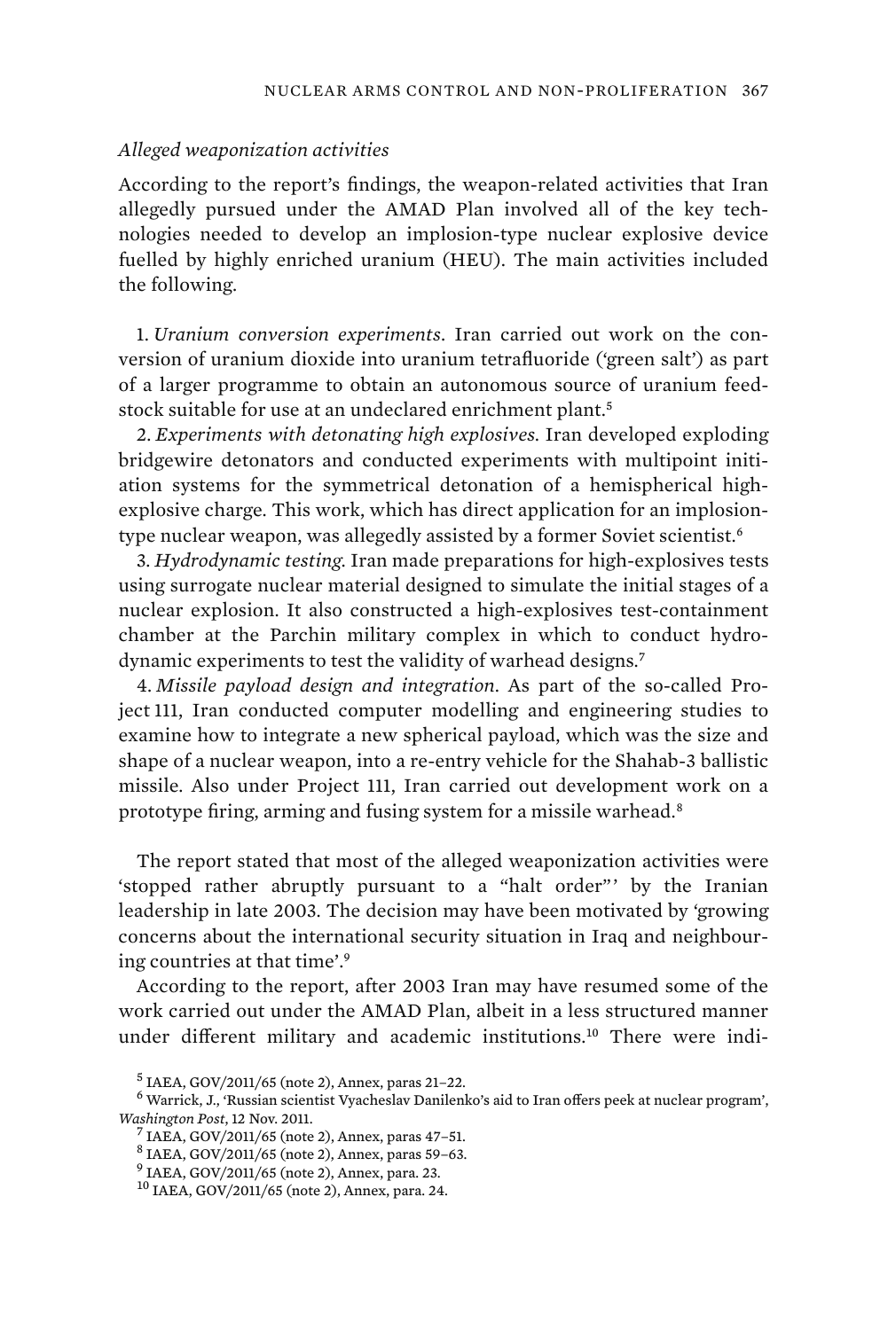*Alleged weaponization activities*

According to the report's findings, the weapon-related activities that Iran allegedly pursued under the AMAD Plan involved all of the key technologies needed to develop an implosion-type nuclear explosive device fuelled by highly enriched uranium (HEU). The main activities included the following.

1. *Uranium conversion experiments*. Iran carried out work on the conversion of uranium dioxide into uranium tetrafluoride ('green salt') as part of a larger programme to obtain an autonomous source of uranium feedstock suitable for use at an undeclared enrichment plant.[5]

2. *Experiments with detonating high explosives*. Iran developed exploding bridgewire detonators and conducted experiments with multipoint initiation systems for the symmetrical detonation of a hemispherical high-explosive charge. This work, which has direct application for an implosion-type nuclear weapon, was allegedly assisted by a former Soviet scientist.[6]

3. *Hydrodynamic testing*. Iran made preparations for high-explosives tests using surrogate nuclear material designed to simulate the initial stages of a nuclear explosion. It also constructed a high-explosives test-containment chamber at the Parchin military complex in which to conduct hydrodynamic experiments to test the validity of warhead designs.[7]

4. *Missile payload design and integration*. As part of the so-called Project 111, Iran conducted computer modelling and engineering studies to examine how to integrate a new spherical payload, which was the size and shape of a nuclear weapon, into a re-entry vehicle for the Shahab-3 ballistic missile. Also under Project 111, Iran carried out development work on a prototype firing, arming and fusing system for a missile warhead.[8]

The report stated that most of the alleged weaponization activities were 'stopped rather abruptly pursuant to a "halt order"' by the Iranian leadership in late 2003. The decision may have been motivated by 'growing concerns about the international security situation in Iraq and neighbouring countries at that time'.[9]

According to the report, after 2003 Iran may have resumed some of the work carried out under the AMAD Plan, albeit in a less structured manner under different military and academic institutions.[10] There were indi-

---

[5] IAEA, GOV/2011/65 (note 2), Annex, paras 21–22.

[6] Warrick, J., 'Russian scientist Vyacheslav Danilenko's aid to Iran offers peek at nuclear program', *Washington Post*, 12 Nov. 2011.

[7] IAEA, GOV/2011/65 (note 2), Annex, paras 47–51.

[8] IAEA, GOV/2011/65 (note 2), Annex, paras 59–63.

[9] IAEA, GOV/2011/65 (note 2), Annex, para. 23.

[10] IAEA, GOV/2011/65 (note 2), Annex, para. 24.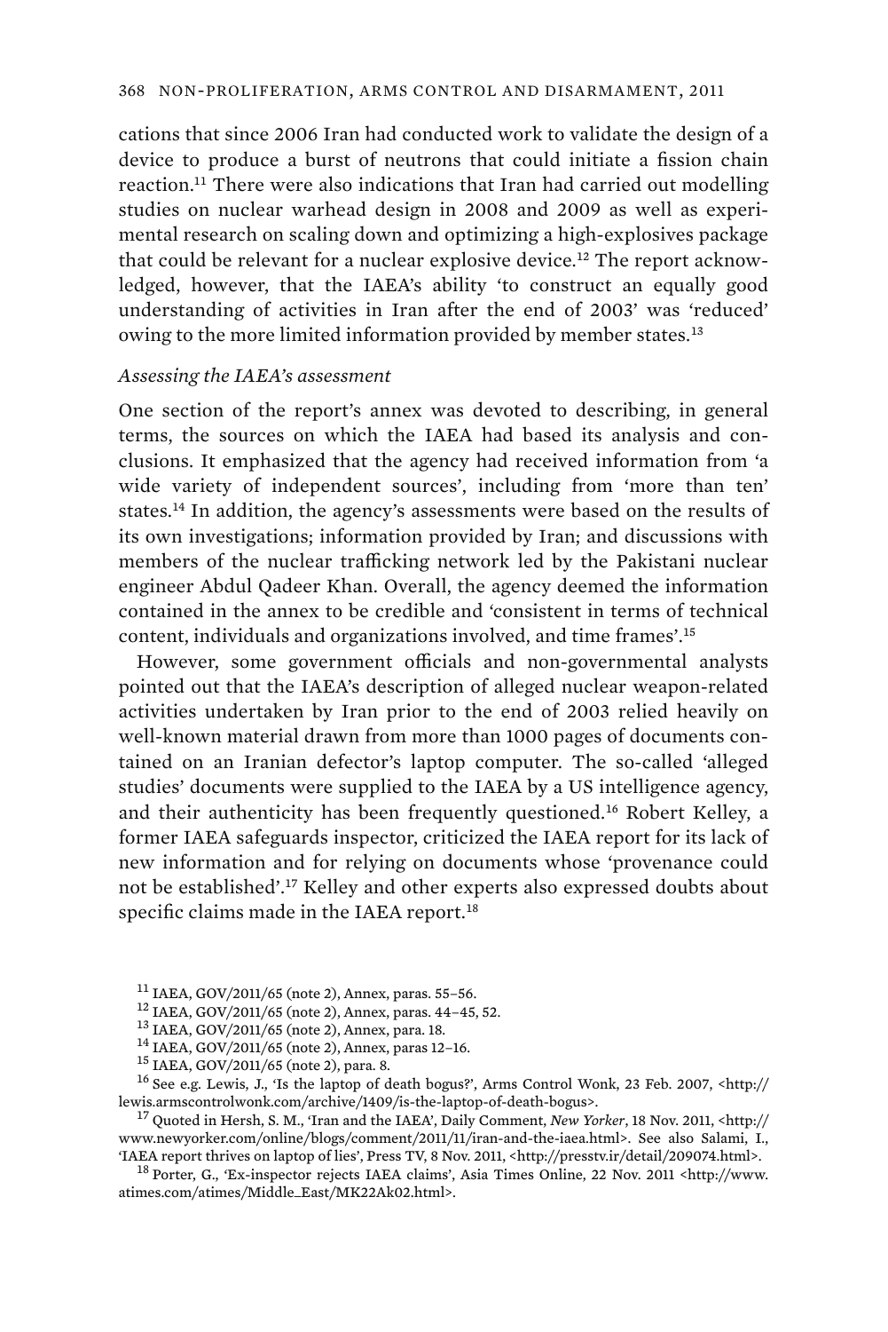cations that since 2006 Iran had conducted work to validate the design of a device to produce a burst of neutrons that could initiate a fission chain reaction.[11] There were also indications that Iran had carried out modelling studies on nuclear warhead design in 2008 and 2009 as well as experimental research on scaling down and optimizing a high-explosives package that could be relevant for a nuclear explosive device.[12] The report acknowledged, however, that the IAEA's ability 'to construct an equally good understanding of activities in Iran after the end of 2003' was 'reduced' owing to the more limited information provided by member states.[13]

*Assessing the IAEA's assessment*

One section of the report's annex was devoted to describing, in general terms, the sources on which the IAEA had based its analysis and conclusions. It emphasized that the agency had received information from 'a wide variety of independent sources', including from 'more than ten' states.[14] In addition, the agency's assessments were based on the results of its own investigations; information provided by Iran; and discussions with members of the nuclear trafficking network led by the Pakistani nuclear engineer Abdul Qadeer Khan. Overall, the agency deemed the information contained in the annex to be credible and 'consistent in terms of technical content, individuals and organizations involved, and time frames'.[15]

However, some government officials and non-governmental analysts pointed out that the IAEA's description of alleged nuclear weapon-related activities undertaken by Iran prior to the end of 2003 relied heavily on well-known material drawn from more than 1000 pages of documents contained on an Iranian defector's laptop computer. The so-called 'alleged studies' documents were supplied to the IAEA by a US intelligence agency, and their authenticity has been frequently questioned.[16] Robert Kelley, a former IAEA safeguards inspector, criticized the IAEA report for its lack of new information and for relying on documents whose 'provenance could not be established'.[17] Kelley and other experts also expressed doubts about specific claims made in the IAEA report.[18]

[11] IAEA, GOV/2011/65 (note 2), Annex, paras. 55–56.

[12] IAEA, GOV/2011/65 (note 2), Annex, paras. 44–45, 52.

[13] IAEA, GOV/2011/65 (note 2), Annex, para. 18.

[14] IAEA, GOV/2011/65 (note 2), Annex, paras 12–16.

[15] IAEA, GOV/2011/65 (note 2), para. 8.

[16] See e.g. Lewis, J., 'Is the laptop of death bogus?', Arms Control Wonk, 23 Feb. 2007, <http://lewis.armscontrolwonk.com/archive/1409/is-the-laptop-of-death-bogus>.

[17] Quoted in Hersh, S. M., 'Iran and the IAEA', Daily Comment, *New Yorker*, 18 Nov. 2011, <http://www.newyorker.com/online/blogs/comment/2011/11/iran-and-the-iaea.html>. See also Salami, I., 'IAEA report thrives on laptop of lies', Press TV, 8 Nov. 2011, <http://presstv.ir/detail/209074.html>.

[18] Porter, G., 'Ex-inspector rejects IAEA claims', Asia Times Online, 22 Nov. 2011 <http://www.atimes.com/atimes/Middle_East/MK22Ak02.html>.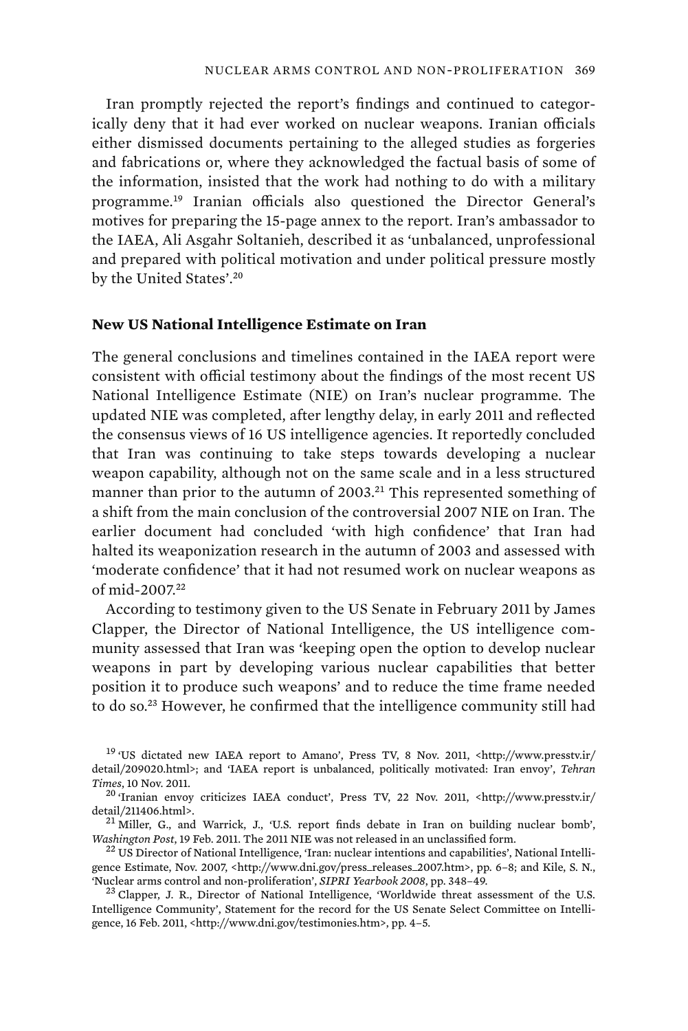Iran promptly rejected the report's findings and continued to categorically deny that it had ever worked on nuclear weapons. Iranian officials either dismissed documents pertaining to the alleged studies as forgeries and fabrications or, where they acknowledged the factual basis of some of the information, insisted that the work had nothing to do with a military programme.[19] Iranian officials also questioned the Director General's motives for preparing the 15-page annex to the report. Iran's ambassador to the IAEA, Ali Asgahr Soltanieh, described it as 'unbalanced, unprofessional and prepared with political motivation and under political pressure mostly by the United States'.[20]

**New US National Intelligence Estimate on Iran**

The general conclusions and timelines contained in the IAEA report were consistent with official testimony about the findings of the most recent US National Intelligence Estimate (NIE) on Iran's nuclear programme. The updated NIE was completed, after lengthy delay, in early 2011 and reflected the consensus views of 16 US intelligence agencies. It reportedly concluded that Iran was continuing to take steps towards developing a nuclear weapon capability, although not on the same scale and in a less structured manner than prior to the autumn of 2003.[21] This represented something of a shift from the main conclusion of the controversial 2007 NIE on Iran. The earlier document had concluded 'with high confidence' that Iran had halted its weaponization research in the autumn of 2003 and assessed with 'moderate confidence' that it had not resumed work on nuclear weapons as of mid-2007.[22]

According to testimony given to the US Senate in February 2011 by James Clapper, the Director of National Intelligence, the US intelligence community assessed that Iran was 'keeping open the option to develop nuclear weapons in part by developing various nuclear capabilities that better position it to produce such weapons' and to reduce the time frame needed to do so.[23] However, he confirmed that the intelligence community still had

[19] 'US dictated new IAEA report to Amano', Press TV, 8 Nov. 2011, <http://www.presstv.ir/detail/209020.html>; and 'IAEA report is unbalanced, politically motivated: Iran envoy', *Tehran Times*, 10 Nov. 2011.

[20] 'Iranian envoy criticizes IAEA conduct', Press TV, 22 Nov. 2011, <http://www.presstv.ir/detail/211406.html>.

[21] Miller, G., and Warrick, J., 'U.S. report finds debate in Iran on building nuclear bomb', *Washington Post*, 19 Feb. 2011. The 2011 NIE was not released in an unclassified form.

[22] US Director of National Intelligence, 'Iran: nuclear intentions and capabilities', National Intelligence Estimate, Nov. 2007, <http://www.dni.gov/press_releases_2007.htm>, pp. 6–8; and Kile, S. N., 'Nuclear arms control and non-proliferation', *SIPRI Yearbook 2008*, pp. 348–49.

[23] Clapper, J. R., Director of National Intelligence, 'Worldwide threat assessment of the U.S. Intelligence Community', Statement for the record for the US Senate Select Committee on Intelligence, 16 Feb. 2011, <http://www.dni.gov/testimonies.htm>, pp. 4–5.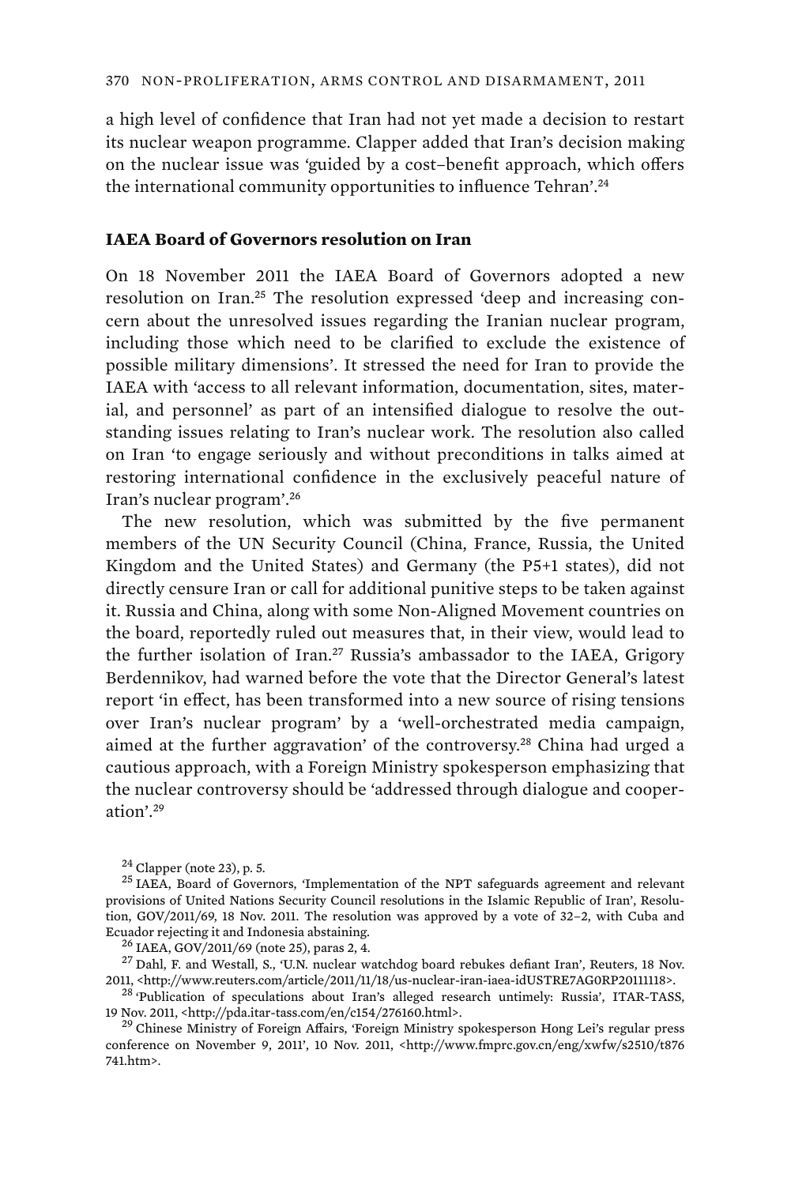a high level of confidence that Iran had not yet made a decision to restart its nuclear weapon programme. Clapper added that Iran's decision making on the nuclear issue was 'guided by a cost–benefit approach, which offers the international community opportunities to influence Tehran'.[24]

### IAEA Board of Governors resolution on Iran

On 18 November 2011 the IAEA Board of Governors adopted a new resolution on Iran.[25] The resolution expressed 'deep and increasing concern about the unresolved issues regarding the Iranian nuclear program, including those which need to be clarified to exclude the existence of possible military dimensions'. It stressed the need for Iran to provide the IAEA with 'access to all relevant information, documentation, sites, material, and personnel' as part of an intensified dialogue to resolve the outstanding issues relating to Iran's nuclear work. The resolution also called on Iran 'to engage seriously and without preconditions in talks aimed at restoring international confidence in the exclusively peaceful nature of Iran's nuclear program'.[26]

The new resolution, which was submitted by the five permanent members of the UN Security Council (China, France, Russia, the United Kingdom and the United States) and Germany (the P5+1 states), did not directly censure Iran or call for additional punitive steps to be taken against it. Russia and China, along with some Non-Aligned Movement countries on the board, reportedly ruled out measures that, in their view, would lead to the further isolation of Iran.[27] Russia's ambassador to the IAEA, Grigory Berdennikov, had warned before the vote that the Director General's latest report 'in effect, has been transformed into a new source of rising tensions over Iran's nuclear program' by a 'well-orchestrated media campaign, aimed at the further aggravation' of the controversy.[28] China had urged a cautious approach, with a Foreign Ministry spokesperson emphasizing that the nuclear controversy should be 'addressed through dialogue and cooperation'.[29]

---

[24] Clapper (note 23), p. 5.

[25] IAEA, Board of Governors, 'Implementation of the NPT safeguards agreement and relevant provisions of United Nations Security Council resolutions in the Islamic Republic of Iran', Resolution, GOV/2011/69, 18 Nov. 2011. The resolution was approved by a vote of 32–2, with Cuba and Ecuador rejecting it and Indonesia abstaining.

[26] IAEA, GOV/2011/69 (note 25), paras 2, 4.

[27] Dahl, F. and Westall, S., 'U.N. nuclear watchdog board rebukes defiant Iran', Reuters, 18 Nov. 2011, <http://www.reuters.com/article/2011/11/18/us-nuclear-iran-iaea-idUSTRE7AG0RP20111118>.

[28] 'Publication of speculations about Iran's alleged research untimely: Russia', ITAR-TASS, 19 Nov. 2011, <http://pda.itar-tass.com/en/c154/276160.html>.

[29] Chinese Ministry of Foreign Affairs, 'Foreign Ministry spokesperson Hong Lei's regular press conference on November 9, 2011', 10 Nov. 2011, <http://www.fmprc.gov.cn/eng/xwfw/s2510/t876741.htm>.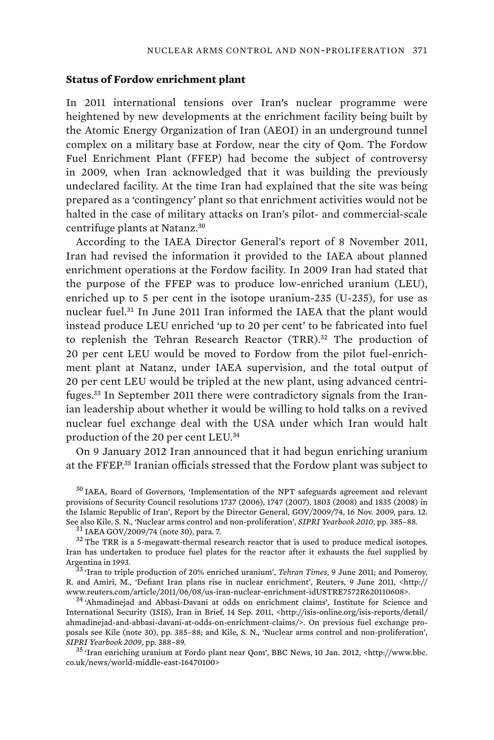### Status of Fordow enrichment plant

In 2011 international tensions over Iran's nuclear programme were heightened by new developments at the enrichment facility being built by the Atomic Energy Organization of Iran (AEOI) in an underground tunnel complex on a military base at Fordow, near the city of Qom. The Fordow Fuel Enrichment Plant (FFEP) had become the subject of controversy in 2009, when Iran acknowledged that it was building the previously undeclared facility. At the time Iran had explained that the site was being prepared as a 'contingency' plant so that enrichment activities would not be halted in the case of military attacks on Iran's pilot- and commercial-scale centrifuge plants at Natanz.[30]

According to the IAEA Director General's report of 8 November 2011, Iran had revised the information it provided to the IAEA about planned enrichment operations at the Fordow facility. In 2009 Iran had stated that the purpose of the FFEP was to produce low-enriched uranium (LEU), enriched up to 5 per cent in the isotope uranium-235 (U-235), for use as nuclear fuel.[31] In June 2011 Iran informed the IAEA that the plant would instead produce LEU enriched 'up to 20 per cent' to be fabricated into fuel to replenish the Tehran Research Reactor (TRR).[32] The production of 20 per cent LEU would be moved to Fordow from the pilot fuel-enrichment plant at Natanz, under IAEA supervision, and the total output of 20 per cent LEU would be tripled at the new plant, using advanced centrifuges.[33] In September 2011 there were contradictory signals from the Iranian leadership about whether it would be willing to hold talks on a revived nuclear fuel exchange deal with the USA under which Iran would halt production of the 20 per cent LEU.[34]

On 9 January 2012 Iran announced that it had begun enriching uranium at the FFEP.[35] Iranian officials stressed that the Fordow plant was subject to

[30] IAEA, Board of Governors, 'Implementation of the NPT safeguards agreement and relevant provisions of Security Council resolutions 1737 (2006), 1747 (2007), 1803 (2008) and 1835 (2008) in the Islamic Republic of Iran', Report by the Director General, GOV/2009/74, 16 Nov. 2009, para. 12. See also Kile, S. N., 'Nuclear arms control and non-proliferation', *SIPRI Yearbook 2010*, pp. 385–88.

[31] IAEA GOV/2009/74 (note 30), para. 7.

[32] The TRR is a 5-megawatt-thermal research reactor that is used to produce medical isotopes. Iran has undertaken to produce fuel plates for the reactor after it exhausts the fuel supplied by Argentina in 1993.

[33] 'Iran to triple production of 20% enriched uranium', *Tehran Times*, 9 June 2011; and Pomeroy, R. and Amiri, M., 'Defiant Iran plans rise in nuclear enrichment', Reuters, 9 June 2011, <http://www.reuters.com/article/2011/06/08/us-iran-nuclear-enrichment-idUSTRE7572R620110608>.

[34] 'Ahmadinejad and Abbasi-Davani at odds on enrichment claims', Institute for Science and International Security (ISIS), Iran in Brief, 14 Sep. 2011, <http://isis-online.org/isis-reports/detail/ahmadinejad-and-abbasi-davani-at-odds-on-enrichment-claims/>. On previous fuel exchange proposals see Kile (note 30), pp. 385–88; and Kile, S. N., 'Nuclear arms control and non-proliferation', *SIPRI Yearbook 2009*, pp. 388–89.

[35] 'Iran enriching uranium at Fordo plant near Qom', BBC News, 10 Jan. 2012, <http://www.bbc.co.uk/news/world-middle-east-16470100>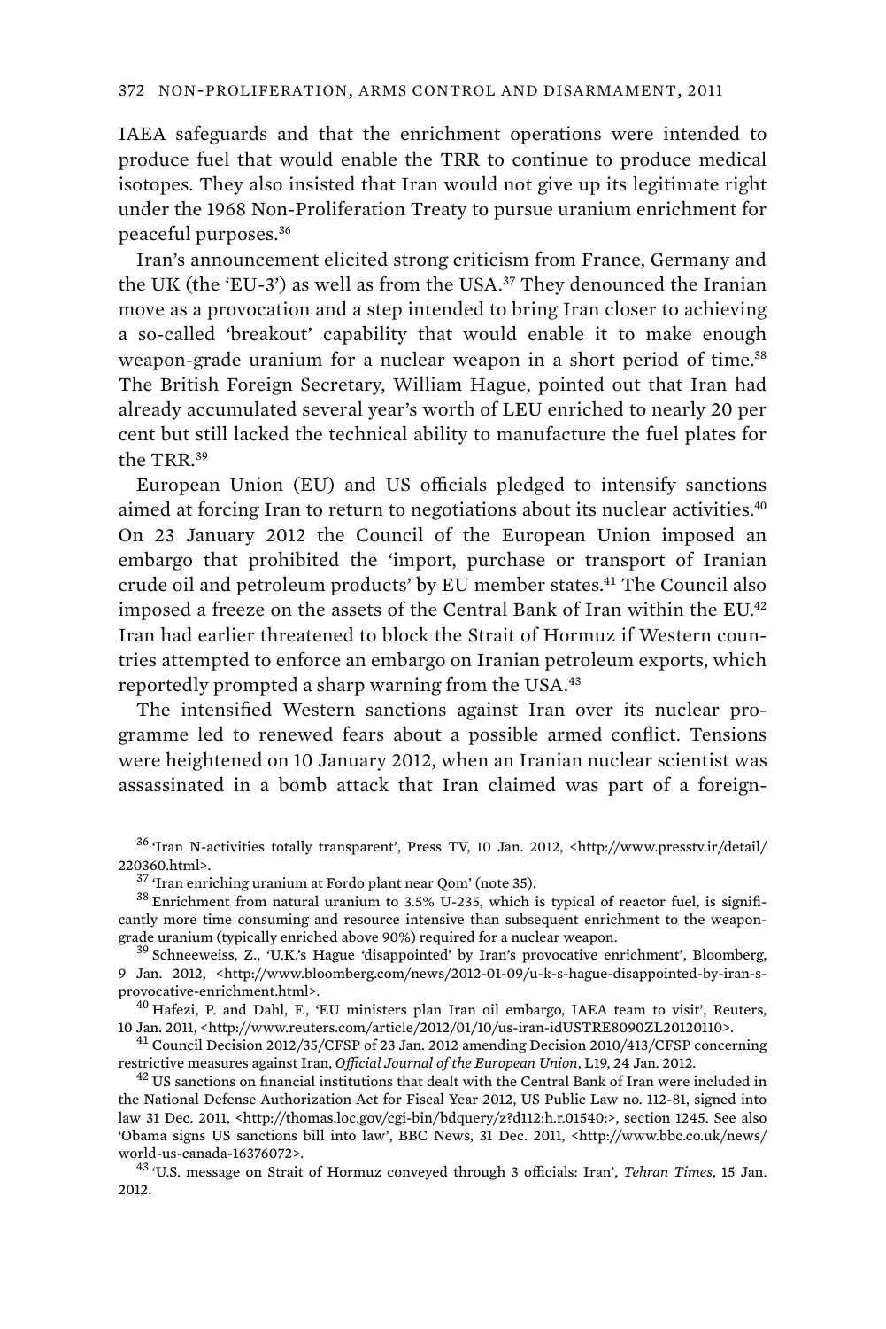IAEA safeguards and that the enrichment operations were intended to produce fuel that would enable the TRR to continue to produce medical isotopes. They also insisted that Iran would not give up its legitimate right under the 1968 Non-Proliferation Treaty to pursue uranium enrichment for peaceful purposes.[36]

Iran's announcement elicited strong criticism from France, Germany and the UK (the 'EU-3') as well as from the USA.[37] They denounced the Iranian move as a provocation and a step intended to bring Iran closer to achieving a so-called 'breakout' capability that would enable it to make enough weapon-grade uranium for a nuclear weapon in a short period of time.[38] The British Foreign Secretary, William Hague, pointed out that Iran had already accumulated several year's worth of LEU enriched to nearly 20 per cent but still lacked the technical ability to manufacture the fuel plates for the TRR.[39]

European Union (EU) and US officials pledged to intensify sanctions aimed at forcing Iran to return to negotiations about its nuclear activities.[40] On 23 January 2012 the Council of the European Union imposed an embargo that prohibited the 'import, purchase or transport of Iranian crude oil and petroleum products' by EU member states.[41] The Council also imposed a freeze on the assets of the Central Bank of Iran within the EU.[42] Iran had earlier threatened to block the Strait of Hormuz if Western countries attempted to enforce an embargo on Iranian petroleum exports, which reportedly prompted a sharp warning from the USA.[43]

The intensified Western sanctions against Iran over its nuclear programme led to renewed fears about a possible armed conflict. Tensions were heightened on 10 January 2012, when an Iranian nuclear scientist was assassinated in a bomb attack that Iran claimed was part of a foreign-

[36] 'Iran N-activities totally transparent', Press TV, 10 Jan. 2012, <http://www.presstv.ir/detail/220360.html>.

[37] 'Iran enriching uranium at Fordo plant near Qom' (note 35).

[38] Enrichment from natural uranium to 3.5% U-235, which is typical of reactor fuel, is significantly more time consuming and resource intensive than subsequent enrichment to the weapon-grade uranium (typically enriched above 90%) required for a nuclear weapon.

[39] Schneeweiss, Z., 'U.K.'s Hague 'disappointed' by Iran's provocative enrichment', Bloomberg, 9 Jan. 2012, <http://www.bloomberg.com/news/2012-01-09/u-k-s-hague-disappointed-by-iran-s-provocative-enrichment.html>.

[40] Hafezi, P. and Dahl, F., 'EU ministers plan Iran oil embargo, IAEA team to visit', Reuters, 10 Jan. 2011, <http://www.reuters.com/article/2012/01/10/us-iran-idUSTRE8090ZL20120110>.

[41] Council Decision 2012/35/CFSP of 23 Jan. 2012 amending Decision 2010/413/CFSP concerning restrictive measures against Iran, *Official Journal of the European Union*, L19, 24 Jan. 2012.

[42] US sanctions on financial institutions that dealt with the Central Bank of Iran were included in the National Defense Authorization Act for Fiscal Year 2012, US Public Law no. 112-81, signed into law 31 Dec. 2011, <http://thomas.loc.gov/cgi-bin/bdquery/z?d112:h.r.01540:>, section 1245. See also 'Obama signs US sanctions bill into law', BBC News, 31 Dec. 2011, <http://www.bbc.co.uk/news/world-us-canada-16376072>.

[43] 'U.S. message on Strait of Hormuz conveyed through 3 officials: Iran', *Tehran Times*, 15 Jan. 2012.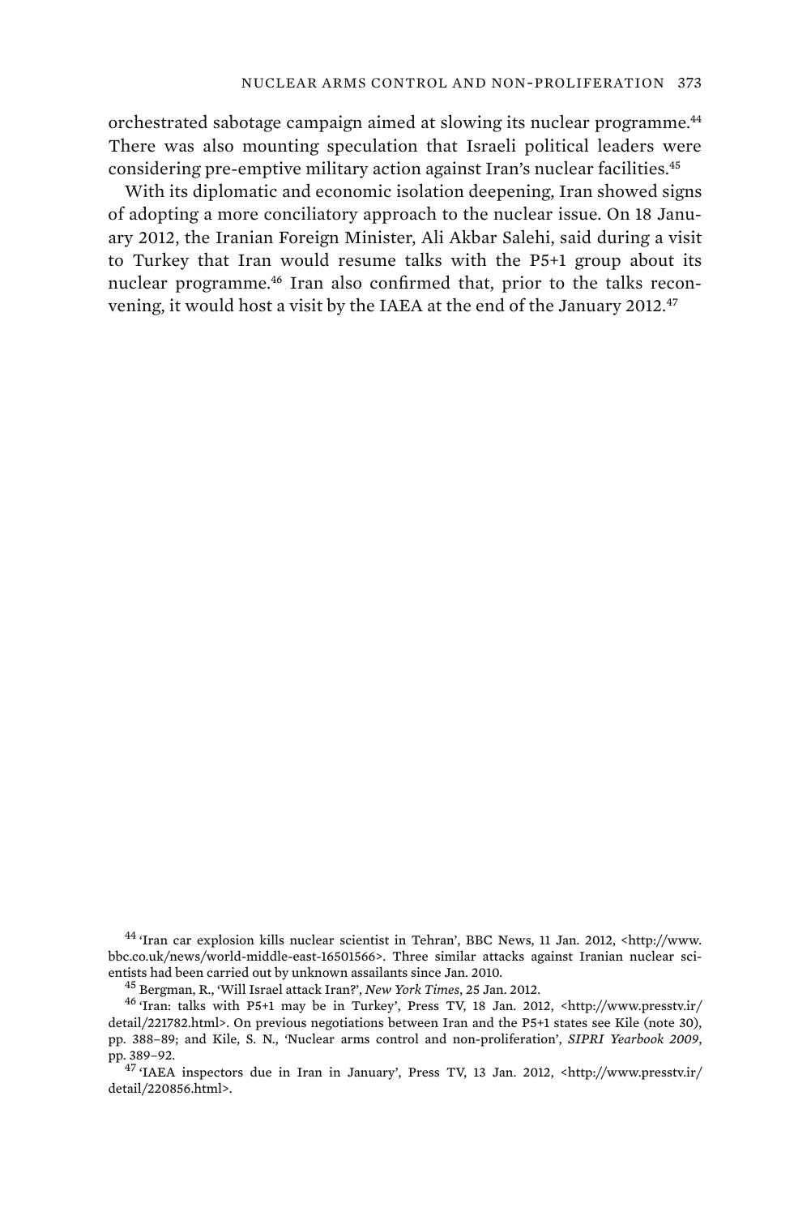orchestrated sabotage campaign aimed at slowing its nuclear programme.[44] There was also mounting speculation that Israeli political leaders were considering pre-emptive military action against Iran's nuclear facilities.[45]

With its diplomatic and economic isolation deepening, Iran showed signs of adopting a more conciliatory approach to the nuclear issue. On 18 January 2012, the Iranian Foreign Minister, Ali Akbar Salehi, said during a visit to Turkey that Iran would resume talks with the P5+1 group about its nuclear programme.[46] Iran also confirmed that, prior to the talks reconvening, it would host a visit by the IAEA at the end of the January 2012.[47]

[44] 'Iran car explosion kills nuclear scientist in Tehran', BBC News, 11 Jan. 2012, <http://www.bbc.co.uk/news/world-middle-east-16501566>. Three similar attacks against Iranian nuclear scientists had been carried out by unknown assailants since Jan. 2010.

[45] Bergman, R., 'Will Israel attack Iran?', *New York Times*, 25 Jan. 2012.

[46] 'Iran: talks with P5+1 may be in Turkey', Press TV, 18 Jan. 2012, <http://www.presstv.ir/detail/221782.html>. On previous negotiations between Iran and the P5+1 states see Kile (note 30), pp. 388–89; and Kile, S. N., 'Nuclear arms control and non-proliferation', *SIPRI Yearbook 2009*, pp. 389–92.

[47] 'IAEA inspectors due in Iran in January', Press TV, 13 Jan. 2012, <http://www.presstv.ir/detail/220856.html>.